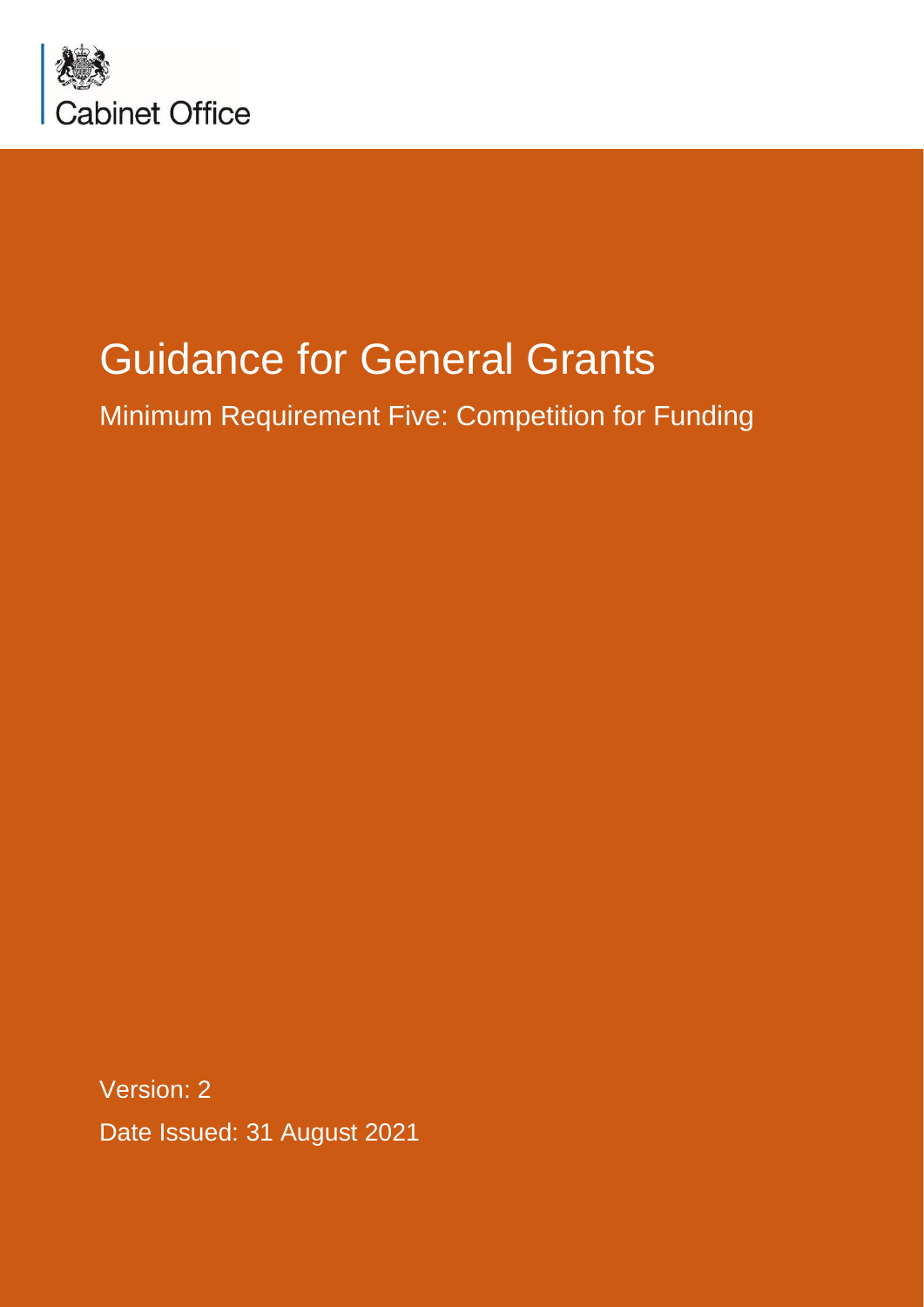Cabinet Office

# Guidance for General Grants

## Minimum Requirement Five: Competition for Funding

Version: 2

Date Issued: 31 August 2021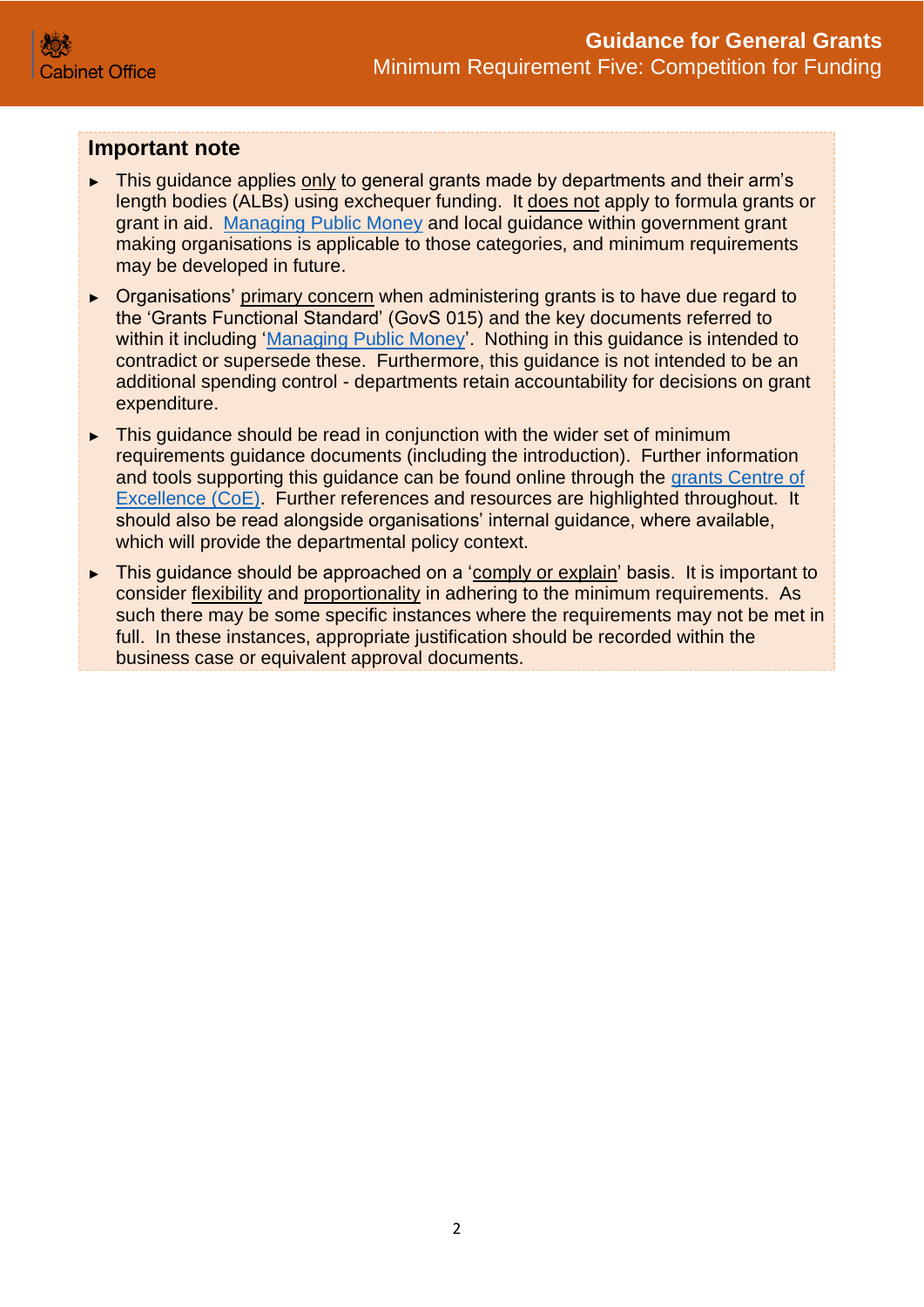## Important note

- This guidance applies only to general grants made by departments and their arm's length bodies (ALBs) using exchequer funding. It does not apply to formula grants or grant in aid. Managing Public Money and local guidance within government grant making organisations is applicable to those categories, and minimum requirements may be developed in future.
- Organisations' primary concern when administering grants is to have due regard to the 'Grants Functional Standard' (GovS 015) and the key documents referred to within it including 'Managing Public Money'. Nothing in this guidance is intended to contradict or supersede these. Furthermore, this guidance is not intended to be an additional spending control - departments retain accountability for decisions on grant expenditure.
- This guidance should be read in conjunction with the wider set of minimum requirements guidance documents (including the introduction). Further information and tools supporting this guidance can be found online through the grants Centre of Excellence (CoE). Further references and resources are highlighted throughout. It should also be read alongside organisations' internal guidance, where available, which will provide the departmental policy context.
- This guidance should be approached on a 'comply or explain' basis. It is important to consider flexibility and proportionality in adhering to the minimum requirements. As such there may be some specific instances where the requirements may not be met in full. In these instances, appropriate justification should be recorded within the business case or equivalent approval documents.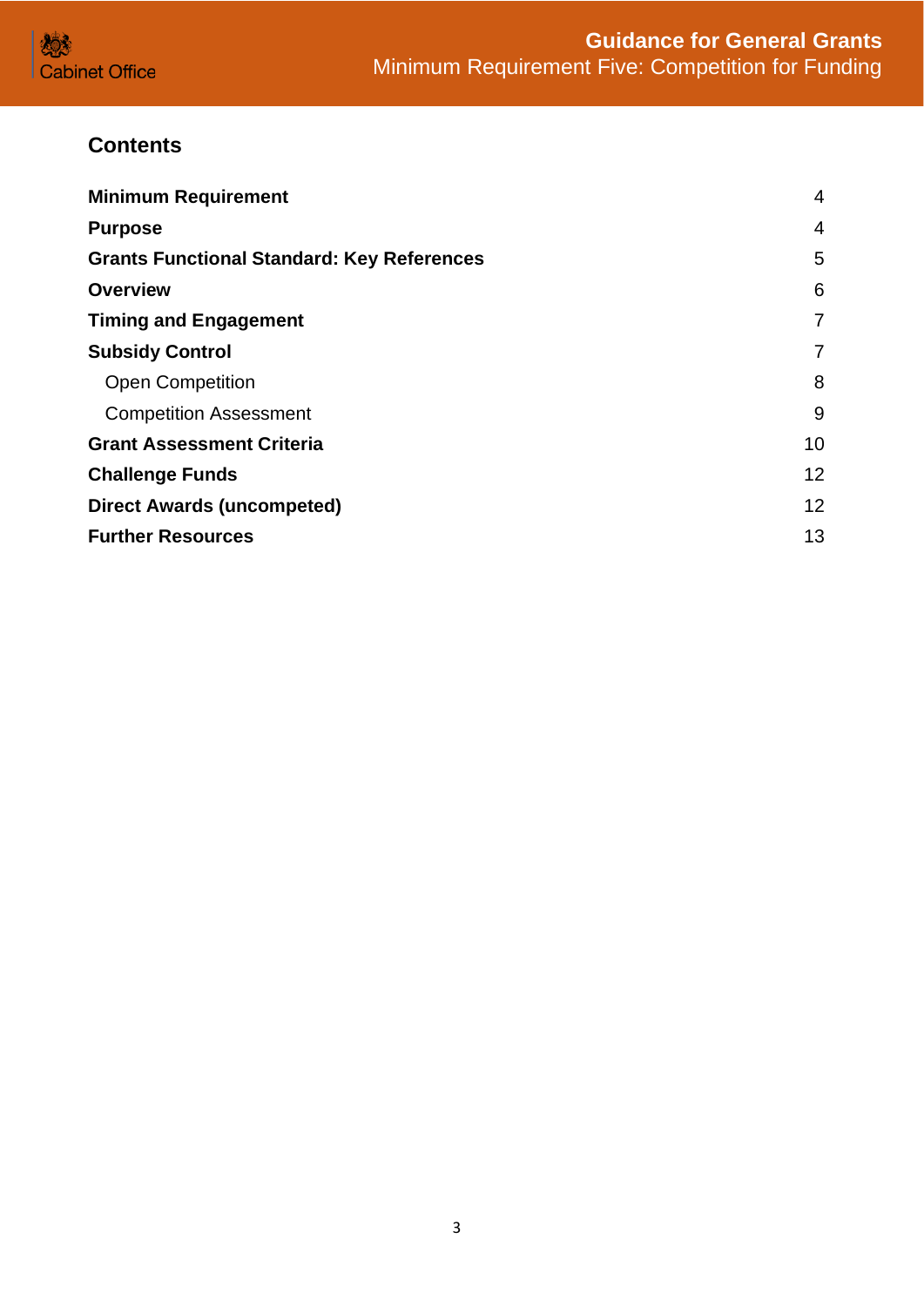## Contents

| | |
|---|---|
| **Minimum Requirement** | 4 |
| **Purpose** | 4 |
| **Grants Functional Standard: Key References** | 5 |
| **Overview** | 6 |
| **Timing and Engagement** | 7 |
| **Subsidy Control** | 7 |
| Open Competition | 8 |
| Competition Assessment | 9 |
| **Grant Assessment Criteria** | 10 |
| **Challenge Funds** | 12 |
| **Direct Awards (uncompeted)** | 12 |
| **Further Resources** | 13 |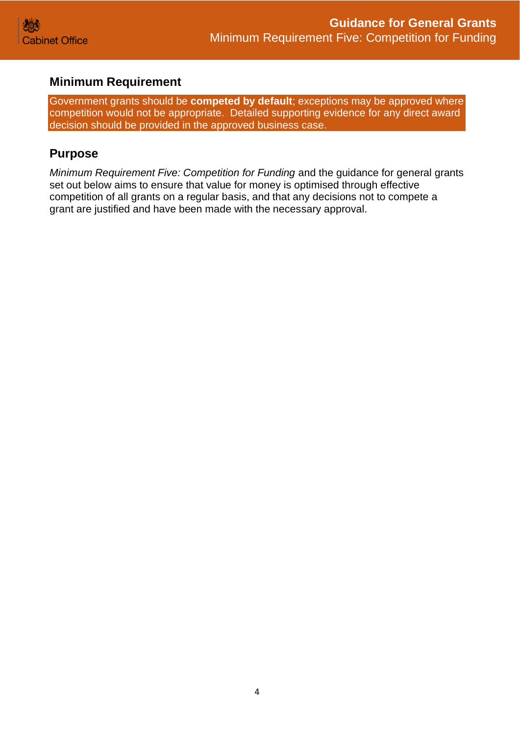## Minimum Requirement

Government grants should be **competed by default**; exceptions may be approved where competition would not be appropriate. Detailed supporting evidence for any direct award decision should be provided in the approved business case.

## Purpose

*Minimum Requirement Five: Competition for Funding* and the guidance for general grants set out below aims to ensure that value for money is optimised through effective competition of all grants on a regular basis, and that any decisions not to compete a grant are justified and have been made with the necessary approval.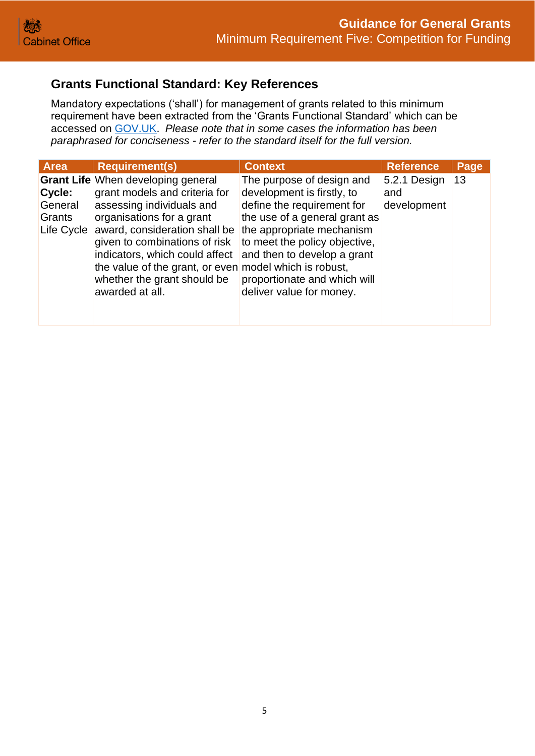## Grants Functional Standard: Key References

Mandatory expectations ('shall') for management of grants related to this minimum requirement have been extracted from the 'Grants Functional Standard' which can be accessed on [GOV.UK](https://www.gov.uk). *Please note that in some cases the information has been paraphrased for conciseness - refer to the standard itself for the full version.*

| Area | Requirement(s) | Context | Reference | Page |
|---|---|---|---|---|
| **Grant Life Cycle:** General Grants Life Cycle | When developing general grant models and criteria for assessing individuals and organisations for a grant award, consideration shall be given to combinations of risk indicators, which could affect the value of the grant, or even whether the grant should be awarded at all. | The purpose of design and development is firstly, to define the requirement for the use of a general grant as the appropriate mechanism to meet the policy objective, and then to develop a grant model which is robust, proportionate and which will deliver value for money. | 5.2.1 Design and development | 13 |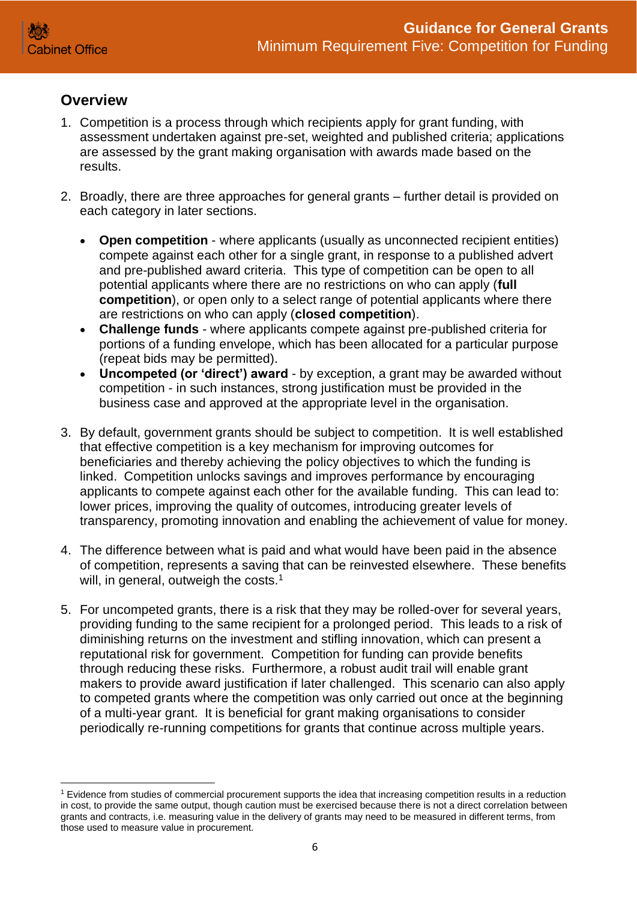## Overview

1. Competition is a process through which recipients apply for grant funding, with assessment undertaken against pre-set, weighted and published criteria; applications are assessed by the grant making organisation with awards made based on the results.

2. Broadly, there are three approaches for general grants – further detail is provided on each category in later sections.

   - **Open competition** - where applicants (usually as unconnected recipient entities) compete against each other for a single grant, in response to a published advert and pre-published award criteria. This type of competition can be open to all potential applicants where there are no restrictions on who can apply (**full competition**), or open only to a select range of potential applicants where there are restrictions on who can apply (**closed competition**).
   - **Challenge funds** - where applicants compete against pre-published criteria for portions of a funding envelope, which has been allocated for a particular purpose (repeat bids may be permitted).
   - **Uncompeted (or 'direct') award** - by exception, a grant may be awarded without competition - in such instances, strong justification must be provided in the business case and approved at the appropriate level in the organisation.

3. By default, government grants should be subject to competition. It is well established that effective competition is a key mechanism for improving outcomes for beneficiaries and thereby achieving the policy objectives to which the funding is linked. Competition unlocks savings and improves performance by encouraging applicants to compete against each other for the available funding. This can lead to: lower prices, improving the quality of outcomes, introducing greater levels of transparency, promoting innovation and enabling the achievement of value for money.

4. The difference between what is paid and what would have been paid in the absence of competition, represents a saving that can be reinvested elsewhere. These benefits will, in general, outweigh the costs.[1]

5. For uncompeted grants, there is a risk that they may be rolled-over for several years, providing funding to the same recipient for a prolonged period. This leads to a risk of diminishing returns on the investment and stifling innovation, which can present a reputational risk for government. Competition for funding can provide benefits through reducing these risks. Furthermore, a robust audit trail will enable grant makers to provide award justification if later challenged. This scenario can also apply to competed grants where the competition was only carried out once at the beginning of a multi-year grant. It is beneficial for grant making organisations to consider periodically re-running competitions for grants that continue across multiple years.

---

[1] Evidence from studies of commercial procurement supports the idea that increasing competition results in a reduction in cost, to provide the same output, though caution must be exercised because there is not a direct correlation between grants and contracts, i.e. measuring value in the delivery of grants may need to be measured in different terms, from those used to measure value in procurement.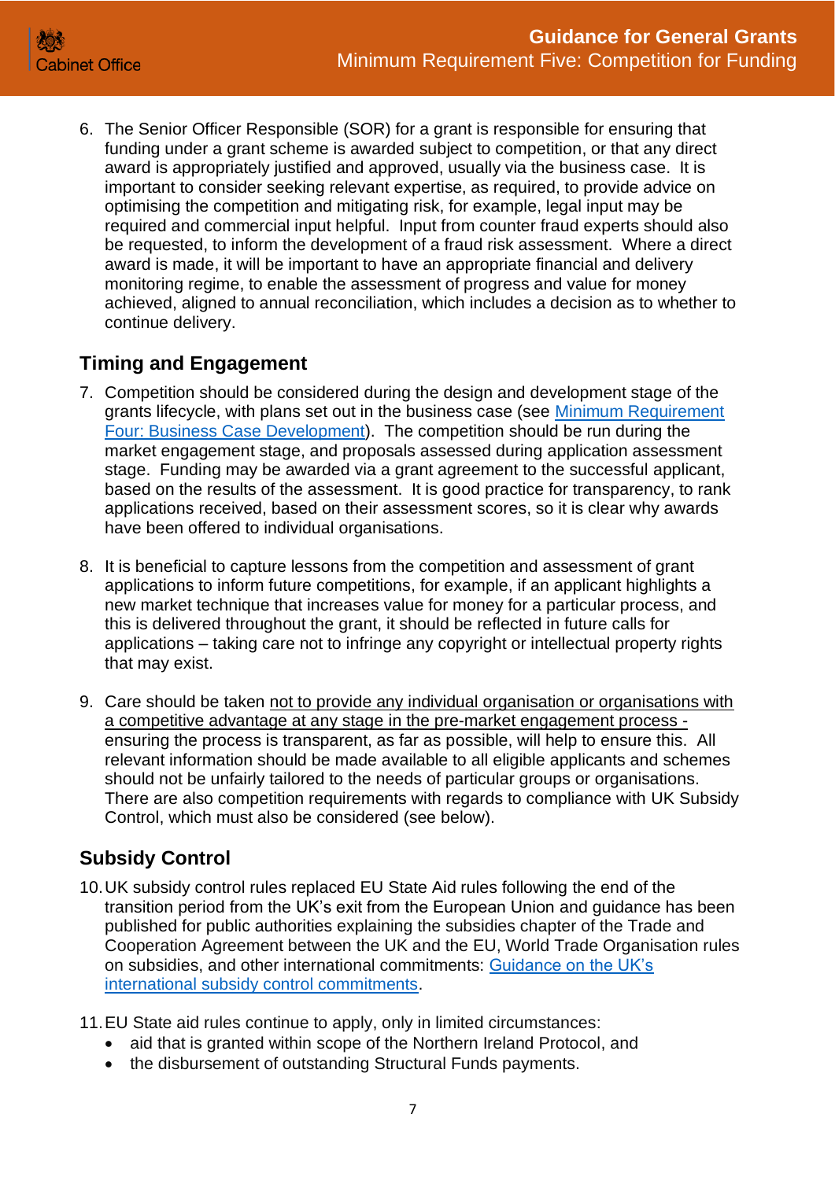6. The Senior Officer Responsible (SOR) for a grant is responsible for ensuring that funding under a grant scheme is awarded subject to competition, or that any direct award is appropriately justified and approved, usually via the business case. It is important to consider seeking relevant expertise, as required, to provide advice on optimising the competition and mitigating risk, for example, legal input may be required and commercial input helpful. Input from counter fraud experts should also be requested, to inform the development of a fraud risk assessment. Where a direct award is made, it will be important to have an appropriate financial and delivery monitoring regime, to enable the assessment of progress and value for money achieved, aligned to annual reconciliation, which includes a decision as to whether to continue delivery.

## Timing and Engagement

7. Competition should be considered during the design and development stage of the grants lifecycle, with plans set out in the business case (see [Minimum Requirement Four: Business Case Development](#)). The competition should be run during the market engagement stage, and proposals assessed during application assessment stage. Funding may be awarded via a grant agreement to the successful applicant, based on the results of the assessment. It is good practice for transparency, to rank applications received, based on their assessment scores, so it is clear why awards have been offered to individual organisations.

8. It is beneficial to capture lessons from the competition and assessment of grant applications to inform future competitions, for example, if an applicant highlights a new market technique that increases value for money for a particular process, and this is delivered throughout the grant, it should be reflected in future calls for applications – taking care not to infringe any copyright or intellectual property rights that may exist.

9. Care should be taken <u>not to provide any individual organisation or organisations with a competitive advantage at any stage in the pre-market engagement process -</u> ensuring the process is transparent, as far as possible, will help to ensure this. All relevant information should be made available to all eligible applicants and schemes should not be unfairly tailored to the needs of particular groups or organisations. There are also competition requirements with regards to compliance with UK Subsidy Control, which must also be considered (see below).

## Subsidy Control

10. UK subsidy control rules replaced EU State Aid rules following the end of the transition period from the UK's exit from the European Union and guidance has been published for public authorities explaining the subsidies chapter of the Trade and Cooperation Agreement between the UK and the EU, World Trade Organisation rules on subsidies, and other international commitments: [Guidance on the UK's international subsidy control commitments](#).

11. EU State aid rules continue to apply, only in limited circumstances:
    - aid that is granted within scope of the Northern Ireland Protocol, and
    - the disbursement of outstanding Structural Funds payments.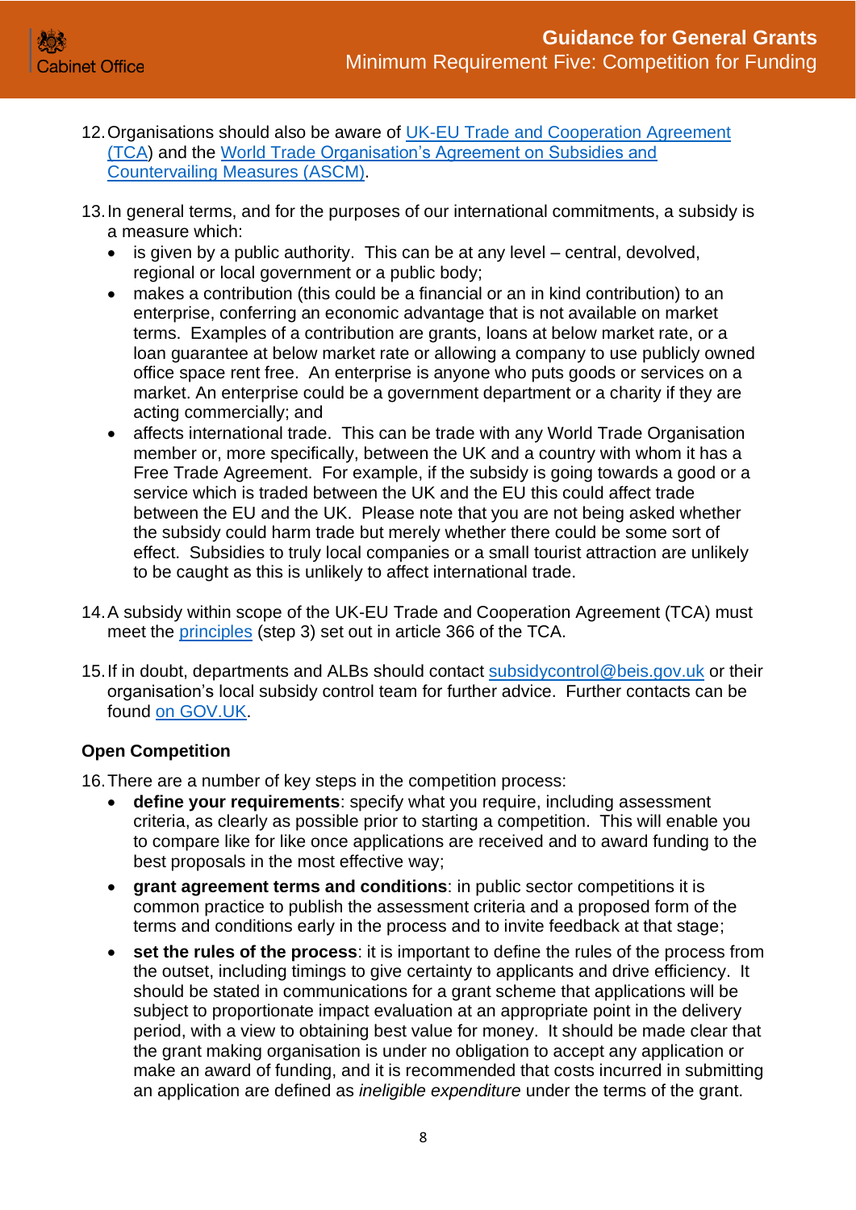12. Organisations should also be aware of UK-EU Trade and Cooperation Agreement (TCA) and the World Trade Organisation's Agreement on Subsidies and Countervailing Measures (ASCM).

13. In general terms, and for the purposes of our international commitments, a subsidy is a measure which:
    - is given by a public authority. This can be at any level – central, devolved, regional or local government or a public body;
    - makes a contribution (this could be a financial or an in kind contribution) to an enterprise, conferring an economic advantage that is not available on market terms. Examples of a contribution are grants, loans at below market rate, or a loan guarantee at below market rate or allowing a company to use publicly owned office space rent free. An enterprise is anyone who puts goods or services on a market. An enterprise could be a government department or a charity if they are acting commercially; and
    - affects international trade. This can be trade with any World Trade Organisation member or, more specifically, between the UK and a country with whom it has a Free Trade Agreement. For example, if the subsidy is going towards a good or a service which is traded between the UK and the EU this could affect trade between the EU and the UK. Please note that you are not being asked whether the subsidy could harm trade but merely whether there could be some sort of effect. Subsidies to truly local companies or a small tourist attraction are unlikely to be caught as this is unlikely to affect international trade.

14. A subsidy within scope of the UK-EU Trade and Cooperation Agreement (TCA) must meet the principles (step 3) set out in article 366 of the TCA.

15. If in doubt, departments and ALBs should contact subsidycontrol@beis.gov.uk or their organisation's local subsidy control team for further advice. Further contacts can be found on GOV.UK.

**Open Competition**

16. There are a number of key steps in the competition process:
    - **define your requirements**: specify what you require, including assessment criteria, as clearly as possible prior to starting a competition. This will enable you to compare like for like once applications are received and to award funding to the best proposals in the most effective way;
    - **grant agreement terms and conditions**: in public sector competitions it is common practice to publish the assessment criteria and a proposed form of the terms and conditions early in the process and to invite feedback at that stage;
    - **set the rules of the process**: it is important to define the rules of the process from the outset, including timings to give certainty to applicants and drive efficiency. It should be stated in communications for a grant scheme that applications will be subject to proportionate impact evaluation at an appropriate point in the delivery period, with a view to obtaining best value for money. It should be made clear that the grant making organisation is under no obligation to accept any application or make an award of funding, and it is recommended that costs incurred in submitting an application are defined as *ineligible expenditure* under the terms of the grant.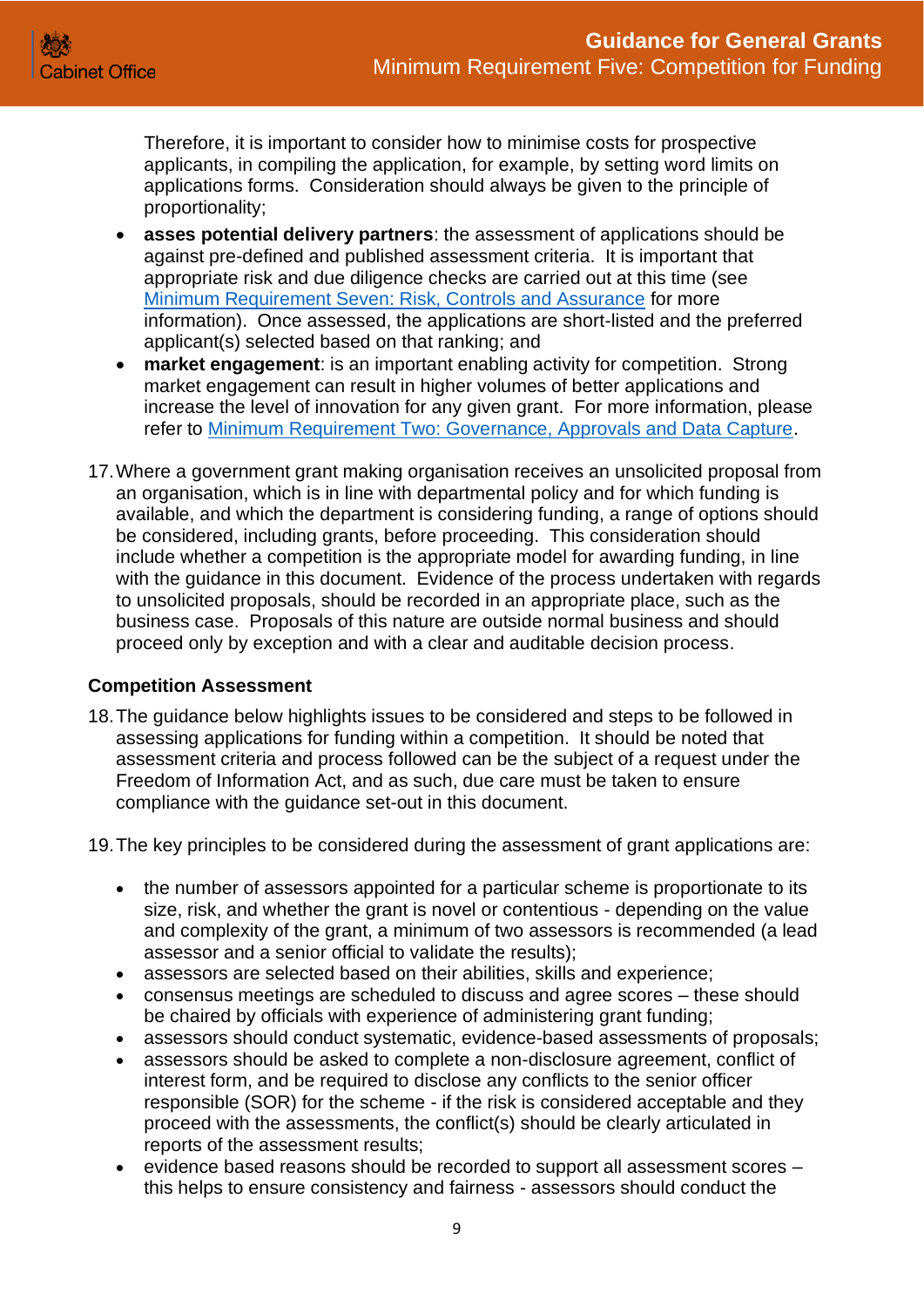Therefore, it is important to consider how to minimise costs for prospective applicants, in compiling the application, for example, by setting word limits on applications forms. Consideration should always be given to the principle of proportionality;

- **asses potential delivery partners**: the assessment of applications should be against pre-defined and published assessment criteria. It is important that appropriate risk and due diligence checks are carried out at this time (see [Minimum Requirement Seven: Risk, Controls and Assurance]() for more information). Once assessed, the applications are short-listed and the preferred applicant(s) selected based on that ranking; and
- **market engagement**: is an important enabling activity for competition. Strong market engagement can result in higher volumes of better applications and increase the level of innovation for any given grant. For more information, please refer to [Minimum Requirement Two: Governance, Approvals and Data Capture]().

17. Where a government grant making organisation receives an unsolicited proposal from an organisation, which is in line with departmental policy and for which funding is available, and which the department is considering funding, a range of options should be considered, including grants, before proceeding. This consideration should include whether a competition is the appropriate model for awarding funding, in line with the guidance in this document. Evidence of the process undertaken with regards to unsolicited proposals, should be recorded in an appropriate place, such as the business case. Proposals of this nature are outside normal business and should proceed only by exception and with a clear and auditable decision process.

### Competition Assessment

18. The guidance below highlights issues to be considered and steps to be followed in assessing applications for funding within a competition. It should be noted that assessment criteria and process followed can be the subject of a request under the Freedom of Information Act, and as such, due care must be taken to ensure compliance with the guidance set-out in this document.

19. The key principles to be considered during the assessment of grant applications are:

- the number of assessors appointed for a particular scheme is proportionate to its size, risk, and whether the grant is novel or contentious - depending on the value and complexity of the grant, a minimum of two assessors is recommended (a lead assessor and a senior official to validate the results);
- assessors are selected based on their abilities, skills and experience;
- consensus meetings are scheduled to discuss and agree scores – these should be chaired by officials with experience of administering grant funding;
- assessors should conduct systematic, evidence-based assessments of proposals;
- assessors should be asked to complete a non-disclosure agreement, conflict of interest form, and be required to disclose any conflicts to the senior officer responsible (SOR) for the scheme - if the risk is considered acceptable and they proceed with the assessments, the conflict(s) should be clearly articulated in reports of the assessment results;
- evidence based reasons should be recorded to support all assessment scores – this helps to ensure consistency and fairness - assessors should conduct the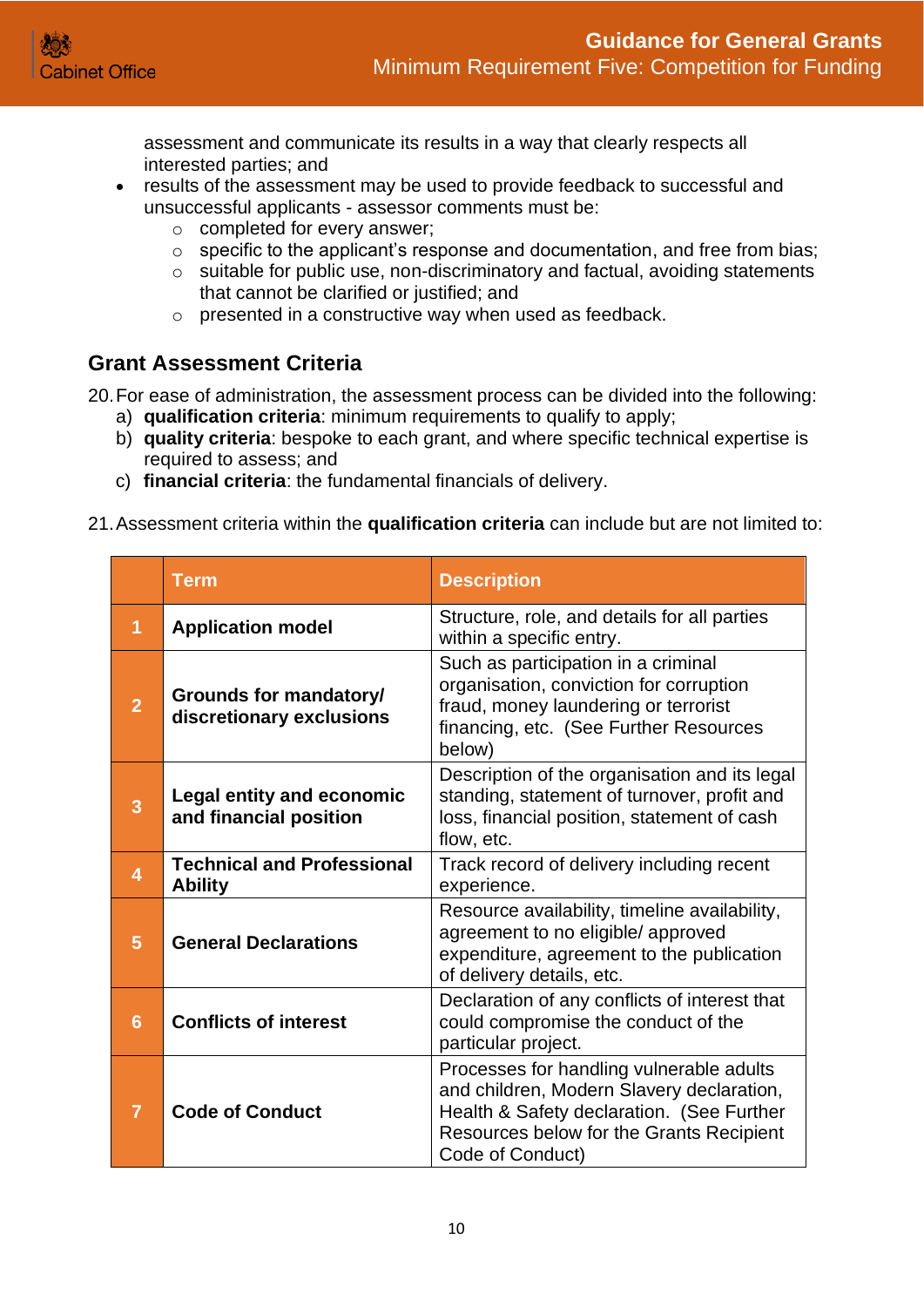assessment and communicate its results in a way that clearly respects all interested parties; and

- results of the assessment may be used to provide feedback to successful and unsuccessful applicants - assessor comments must be:
  - completed for every answer;
  - specific to the applicant's response and documentation, and free from bias;
  - suitable for public use, non-discriminatory and factual, avoiding statements that cannot be clarified or justified; and
  - presented in a constructive way when used as feedback.

## Grant Assessment Criteria

20. For ease of administration, the assessment process can be divided into the following:
    a) **qualification criteria**: minimum requirements to qualify to apply;
    b) **quality criteria**: bespoke to each grant, and where specific technical expertise is required to assess; and
    c) **financial criteria**: the fundamental financials of delivery.

21. Assessment criteria within the **qualification criteria** can include but are not limited to:

| | Term | Description |
|---|---|---|
| 1 | **Application model** | Structure, role, and details for all parties within a specific entry. |
| 2 | **Grounds for mandatory/ discretionary exclusions** | Such as participation in a criminal organisation, conviction for corruption fraud, money laundering or terrorist financing, etc. (See Further Resources below) |
| 3 | **Legal entity and economic and financial position** | Description of the organisation and its legal standing, statement of turnover, profit and loss, financial position, statement of cash flow, etc. |
| 4 | **Technical and Professional Ability** | Track record of delivery including recent experience. |
| 5 | **General Declarations** | Resource availability, timeline availability, agreement to no eligible/ approved expenditure, agreement to the publication of delivery details, etc. |
| 6 | **Conflicts of interest** | Declaration of any conflicts of interest that could compromise the conduct of the particular project. |
| 7 | **Code of Conduct** | Processes for handling vulnerable adults and children, Modern Slavery declaration, Health & Safety declaration. (See Further Resources below for the Grants Recipient Code of Conduct) |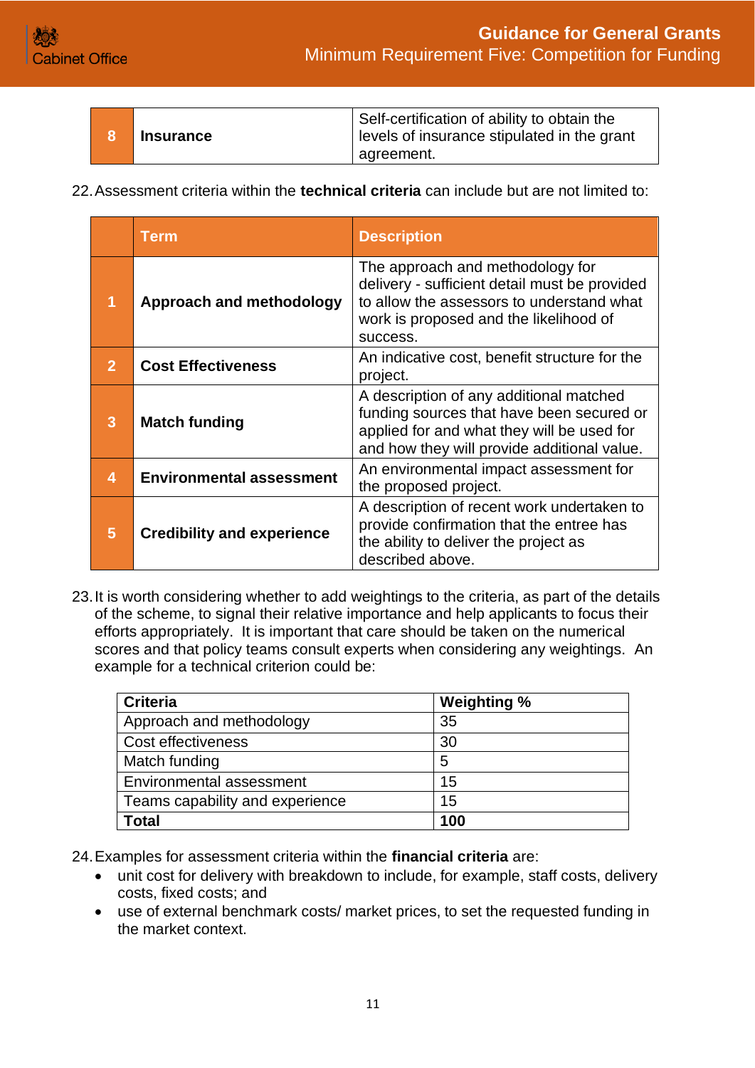| | | |
|---|---|---|
| 8 | **Insurance** | Self-certification of ability to obtain the levels of insurance stipulated in the grant agreement. |

22. Assessment criteria within the **technical criteria** can include but are not limited to:

| | Term | Description |
|---|---|---|
| 1 | **Approach and methodology** | The approach and methodology for delivery - sufficient detail must be provided to allow the assessors to understand what work is proposed and the likelihood of success. |
| 2 | **Cost Effectiveness** | An indicative cost, benefit structure for the project. |
| 3 | **Match funding** | A description of any additional matched funding sources that have been secured or applied for and what they will be used for and how they will provide additional value. |
| 4 | **Environmental assessment** | An environmental impact assessment for the proposed project. |
| 5 | **Credibility and experience** | A description of recent work undertaken to provide confirmation that the entree has the ability to deliver the project as described above. |

23. It is worth considering whether to add weightings to the criteria, as part of the details of the scheme, to signal their relative importance and help applicants to focus their efforts appropriately. It is important that care should be taken on the numerical scores and that policy teams consult experts when considering any weightings. An example for a technical criterion could be:

| Criteria | Weighting % |
|---|---|
| Approach and methodology | 35 |
| Cost effectiveness | 30 |
| Match funding | 5 |
| Environmental assessment | 15 |
| Teams capability and experience | 15 |
| **Total** | **100** |

24. Examples for assessment criteria within the **financial criteria** are:
    - unit cost for delivery with breakdown to include, for example, staff costs, delivery costs, fixed costs; and
    - use of external benchmark costs/ market prices, to set the requested funding in the market context.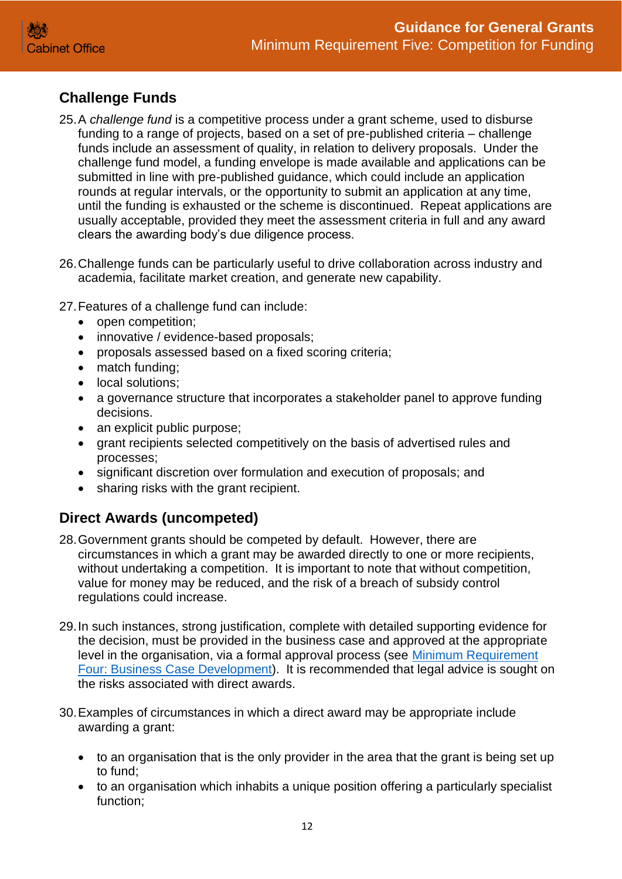## Challenge Funds

25. A *challenge fund* is a competitive process under a grant scheme, used to disburse funding to a range of projects, based on a set of pre-published criteria – challenge funds include an assessment of quality, in relation to delivery proposals. Under the challenge fund model, a funding envelope is made available and applications can be submitted in line with pre-published guidance, which could include an application rounds at regular intervals, or the opportunity to submit an application at any time, until the funding is exhausted or the scheme is discontinued. Repeat applications are usually acceptable, provided they meet the assessment criteria in full and any award clears the awarding body's due diligence process.

26. Challenge funds can be particularly useful to drive collaboration across industry and academia, facilitate market creation, and generate new capability.

27. Features of a challenge fund can include:
    - open competition;
    - innovative / evidence-based proposals;
    - proposals assessed based on a fixed scoring criteria;
    - match funding;
    - local solutions;
    - a governance structure that incorporates a stakeholder panel to approve funding decisions.
    - an explicit public purpose;
    - grant recipients selected competitively on the basis of advertised rules and processes;
    - significant discretion over formulation and execution of proposals; and
    - sharing risks with the grant recipient.

## Direct Awards (uncompeted)

28. Government grants should be competed by default. However, there are circumstances in which a grant may be awarded directly to one or more recipients, without undertaking a competition. It is important to note that without competition, value for money may be reduced, and the risk of a breach of subsidy control regulations could increase.

29. In such instances, strong justification, complete with detailed supporting evidence for the decision, must be provided in the business case and approved at the appropriate level in the organisation, via a formal approval process (see Minimum Requirement Four: Business Case Development). It is recommended that legal advice is sought on the risks associated with direct awards.

30. Examples of circumstances in which a direct award may be appropriate include awarding a grant:

    - to an organisation that is the only provider in the area that the grant is being set up to fund;
    - to an organisation which inhabits a unique position offering a particularly specialist function;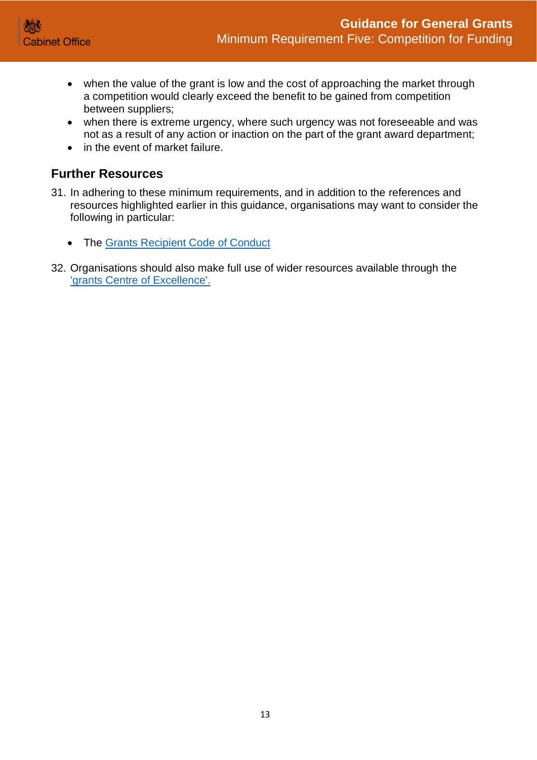- when the value of the grant is low and the cost of approaching the market through a competition would clearly exceed the benefit to be gained from competition between suppliers;
- when there is extreme urgency, where such urgency was not foreseeable and was not as a result of any action or inaction on the part of the grant award department;
- in the event of market failure.

## Further Resources

31. In adhering to these minimum requirements, and in addition to the references and resources highlighted earlier in this guidance, organisations may want to consider the following in particular:

    - The Grants Recipient Code of Conduct

32. Organisations should also make full use of wider resources available through the 'grants Centre of Excellence'.